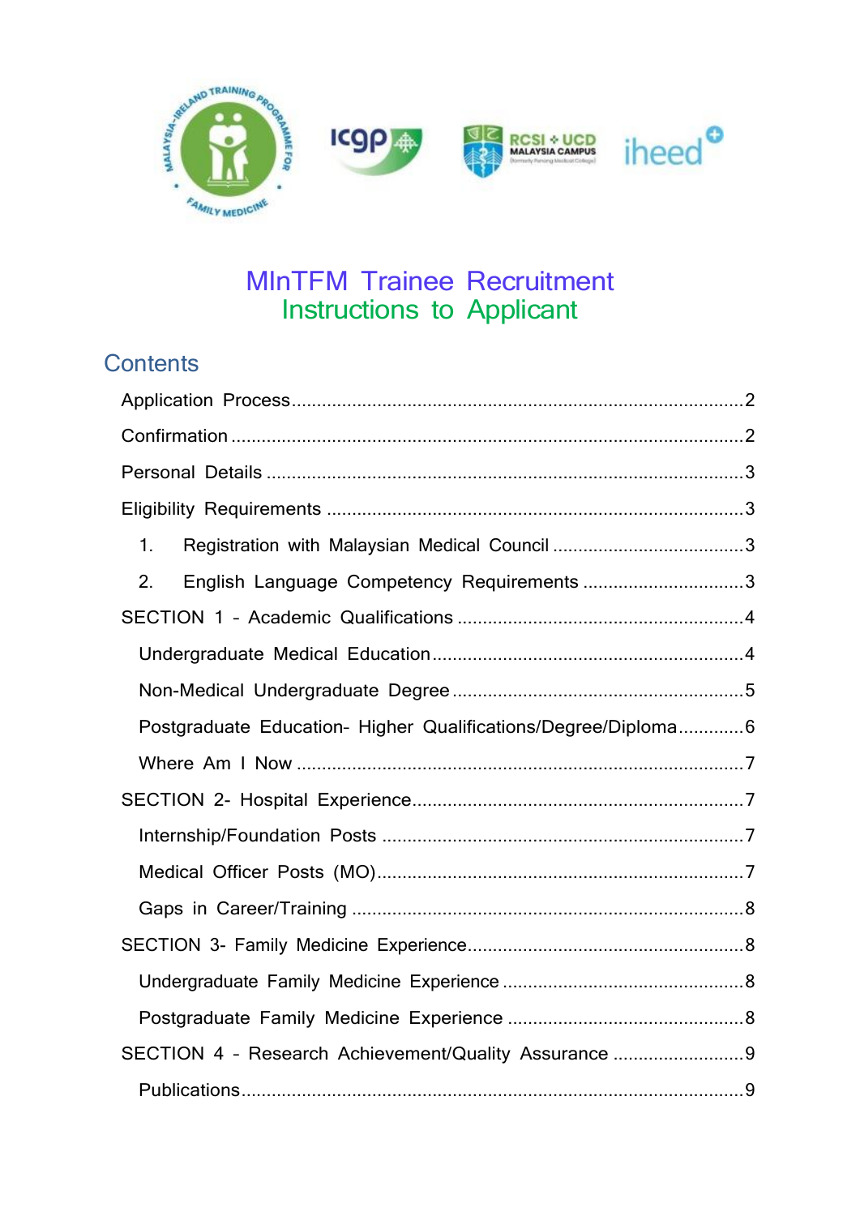# MInTFM Trainee Recruitment
## Instructions to Applicant

## Contents

Application Process ........................................................................................2

Confirmation ....................................................................................................2

Personal Details ..............................................................................................3

Eligibility Requirements ..................................................................................3

1. Registration with Malaysian Medical Council ......................................3
2. English Language Competency Requirements ...................................3

SECTION 1 – Academic Qualifications .........................................................4

- Undergraduate Medical Education ...........................................................4
- Non-Medical Undergraduate Degree ........................................................5
- Postgraduate Education- Higher Qualifications/Degree/Diploma.............6
- Where Am I Now .......................................................................................7

SECTION 2- Hospital Experience....................................................................7

- Internship/Foundation Posts .....................................................................7
- Medical Officer Posts (MO)........................................................................7
- Gaps in Career/Training ............................................................................8

SECTION 3- Family Medicine Experience........................................................8

- Undergraduate Family Medicine Experience ............................................8
- Postgraduate Family Medicine Experience ...............................................8

SECTION 4 – Research Achievement/Quality Assurance ...............................9

- Publications...............................................................................................9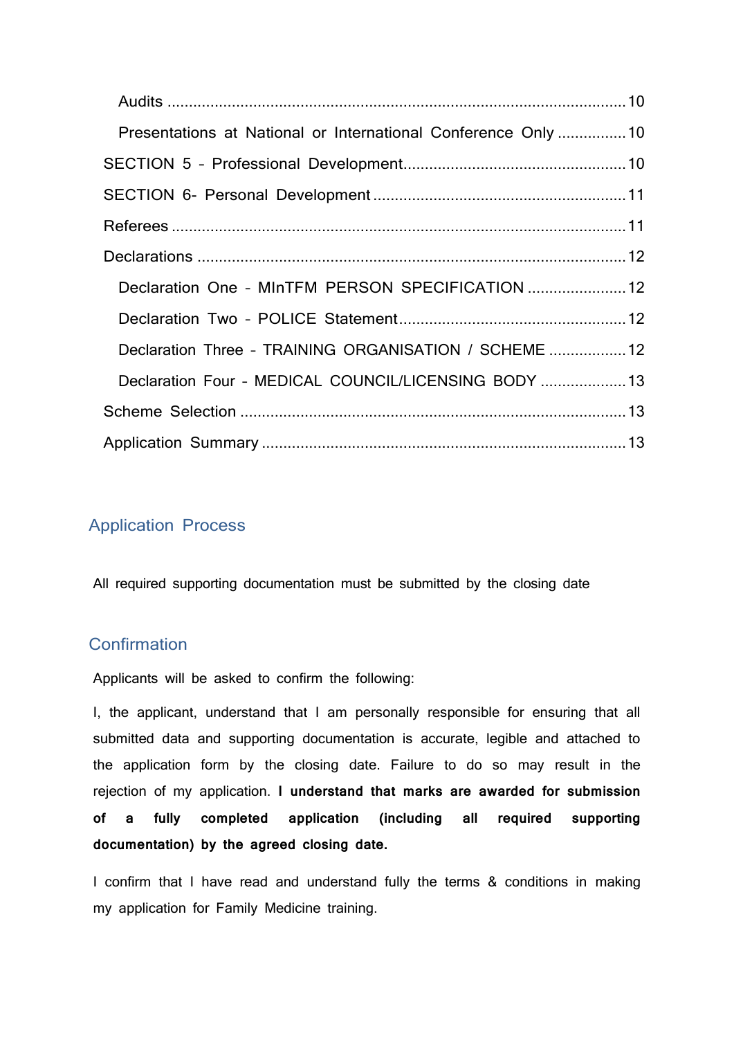Audits ........................................................................................................ 10

Presentations at National or International Conference Only ................ 10

SECTION 5 - Professional Development.................................................. 10

SECTION 6- Personal Development .......................................................... 11

Referees ........................................................................................................ 11

Declarations .................................................................................................. 12

Declaration One - MInTFM PERSON SPECIFICATION ....................... 12

Declaration Two - POLICE Statement.................................................... 12

Declaration Three - TRAINING ORGANISATION / SCHEME .................. 12

Declaration Four - MEDICAL COUNCIL/LICENSING BODY .................... 13

Scheme Selection ........................................................................................ 13

Application Summary .................................................................................... 13

## Application Process

All required supporting documentation must be submitted by the closing date

## Confirmation

Applicants will be asked to confirm the following:

I, the applicant, understand that I am personally responsible for ensuring that all submitted data and supporting documentation is accurate, legible and attached to the application form by the closing date. Failure to do so may result in the rejection of my application. **I understand that marks are awarded for submission of a fully completed application (including all required supporting documentation) by the agreed closing date.**

I confirm that I have read and understand fully the terms & conditions in making my application for Family Medicine training.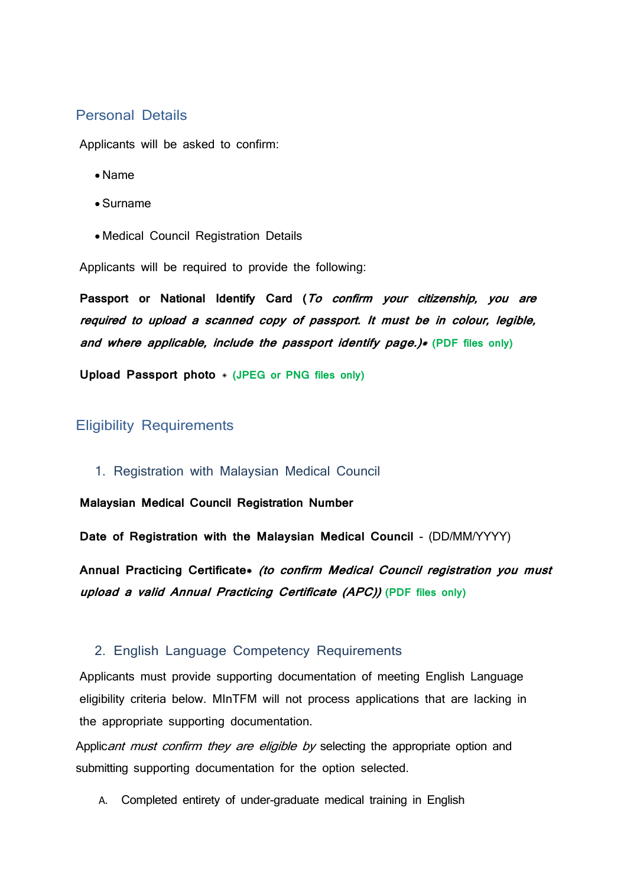## Personal Details

Applicants will be asked to confirm:

- Name
- Surname
- Medical Council Registration Details

Applicants will be required to provide the following:

**Passport or National Identify Card** ***(To confirm your citizenship, you are required to upload a scanned copy of passport. It must be in colour, legible, and where applicable, include the passport identify page.)**** **(PDF files only)**

**Upload Passport photo** * **(JPEG or PNG files only)**

## Eligibility Requirements

### 1. Registration with Malaysian Medical Council

**Malaysian Medical Council Registration Number**

**Date of Registration with the Malaysian Medical Council** - (DD/MM/YYYY)

**Annual Practicing Certificate*** ***(to confirm Medical Council registration you must upload a valid Annual Practicing Certificate (APC))*** **(PDF files only)**

### 2. English Language Competency Requirements

Applicants must provide supporting documentation of meeting English Language eligibility criteria below. MInTFM will not process applications that are lacking in the appropriate supporting documentation.

Applic*ant must confirm they are eligible by* selecting the appropriate option and submitting supporting documentation for the option selected.

A. Completed entirety of under-graduate medical training in English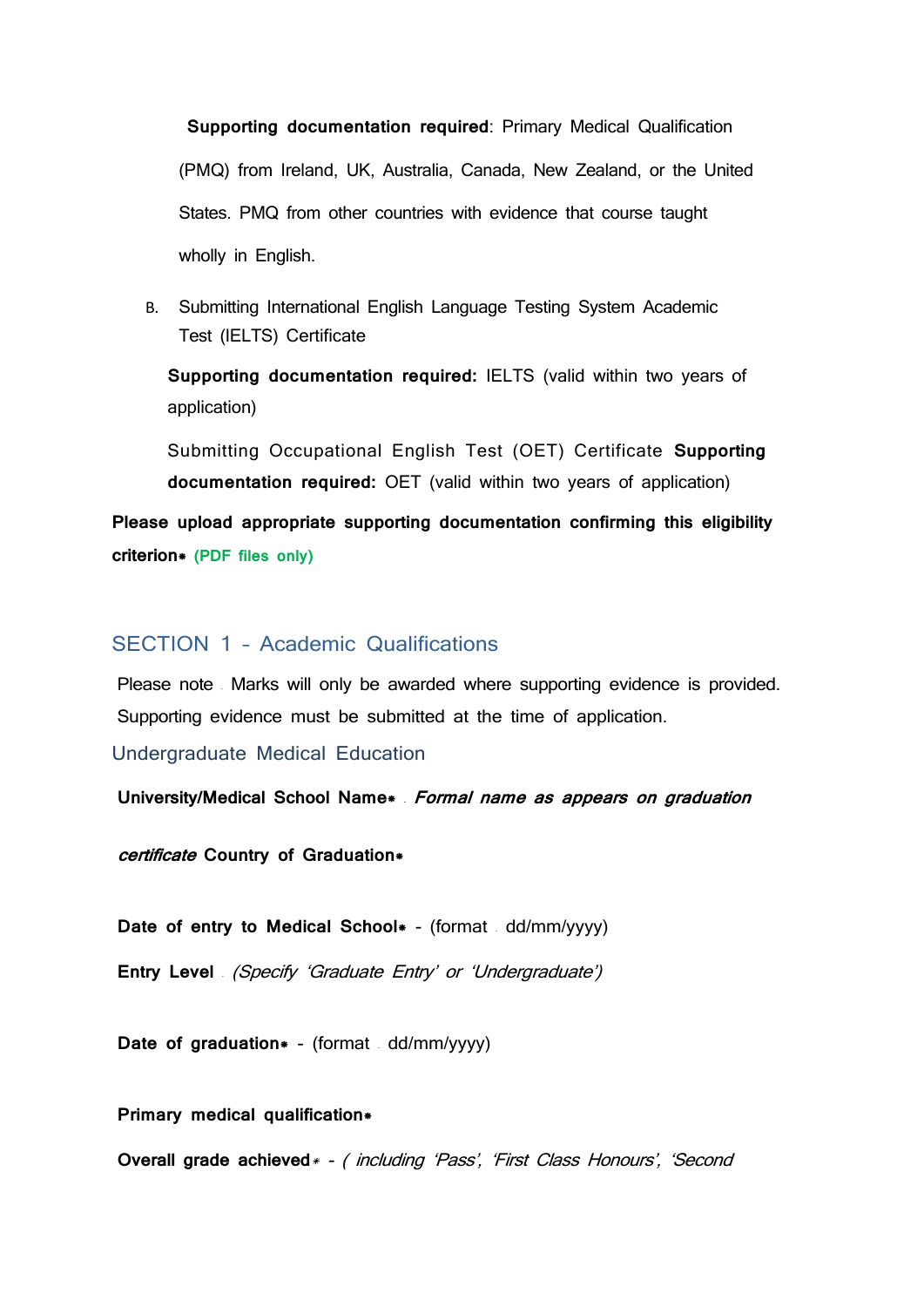**Supporting documentation required**: Primary Medical Qualification (PMQ) from Ireland, UK, Australia, Canada, New Zealand, or the United States. PMQ from other countries with evidence that course taught wholly in English.

B. Submitting International English Language Testing System Academic Test (IELTS) Certificate

**Supporting documentation required:** IELTS (valid within two years of application)

Submitting Occupational English Test (OET) Certificate **Supporting documentation required:** OET (valid within two years of application)

**Please upload appropriate supporting documentation confirming this eligibility criterion*** **(PDF files only)**

## SECTION 1 - Academic Qualifications

Please note . Marks will only be awarded where supporting evidence is provided. Supporting evidence must be submitted at the time of application.

### Undergraduate Medical Education

**University/Medical School Name*** . ***Formal name as appears on graduation certificate*** **Country of Graduation***

**Date of entry to Medical School*** - (format . dd/mm/yyyy)

**Entry Level** . *(Specify 'Graduate Entry' or 'Undergraduate')*

**Date of graduation*** - (format . dd/mm/yyyy)

**Primary medical qualification***

**Overall grade achieved*** - *( including 'Pass', 'First Class Honours', 'Second*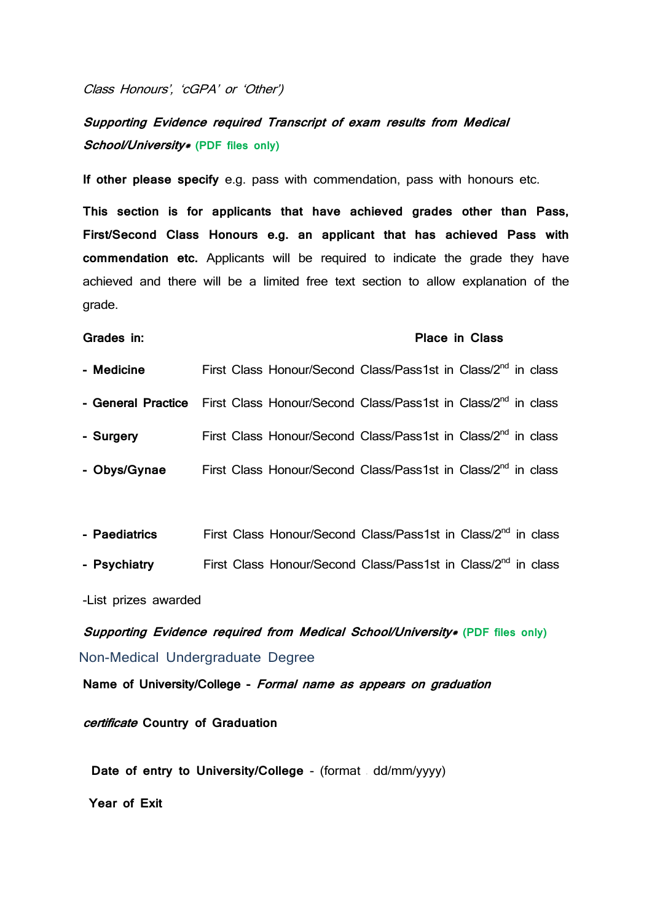*Class Honours', 'cGPA' or 'Other')*

***Supporting Evidence required Transcript of exam results from Medical School/University*** **(PDF files only)**

**If other please specify** e.g. pass with commendation, pass with honours etc.

**This section is for applicants that have achieved grades other than Pass, First/Second Class Honours e.g. an applicant that has achieved Pass with commendation etc.** Applicants will be required to indicate the grade they have achieved and there will be a limited free text section to allow explanation of the grade.

| **Grades in:** | | **Place in Class** |
|---|---|---|
| - **Medicine** | First Class Honour/Second Class/Pass | 1st in Class/2nd in class |
| - **General Practice** | First Class Honour/Second Class/Pass | 1st in Class/2nd in class |
| - **Surgery** | First Class Honour/Second Class/Pass | 1st in Class/2nd in class |
| - **Obys/Gynae** | First Class Honour/Second Class/Pass | 1st in Class/2nd in class |
| - **Paediatrics** | First Class Honour/Second Class/Pass | 1st in Class/2nd in class |
| - **Psychiatry** | First Class Honour/Second Class/Pass | 1st in Class/2nd in class |

-List prizes awarded

***Supporting Evidence required from Medical School/University*** **(PDF files only)**

## Non-Medical Undergraduate Degree

**Name of University/College -** ***Formal name as appears on graduation certificate*** **Country of Graduation**

**Date of entry to University/College** - (format dd/mm/yyyy)

**Year of Exit**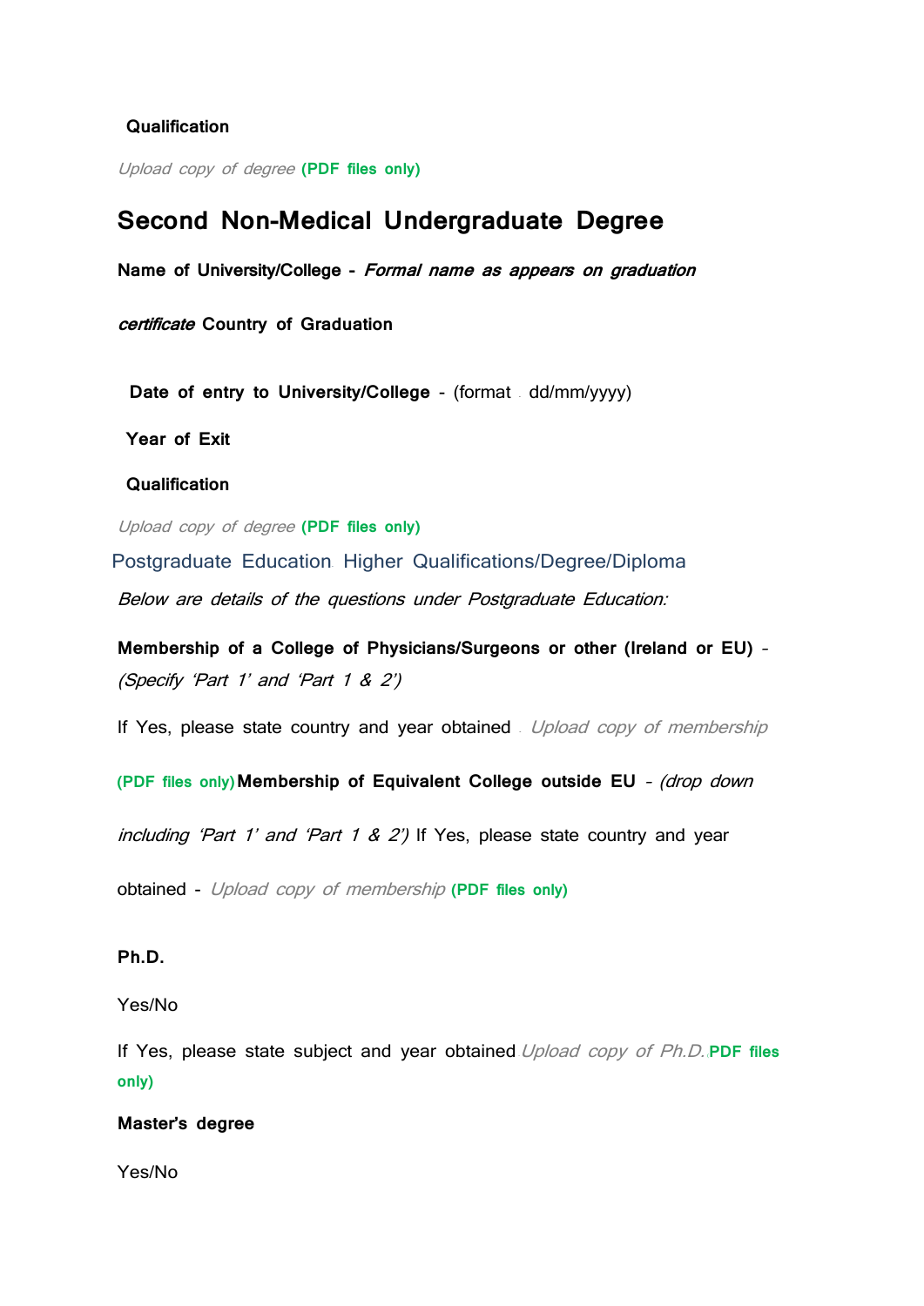**Qualification**

*Upload copy of degree* **(PDF files only)**

## Second Non-Medical Undergraduate Degree

**Name of University/College -** ***Formal name as appears on graduation certificate*** **Country of Graduation**

**Date of entry to University/College** - (format . dd/mm/yyyy)

**Year of Exit**

**Qualification**

*Upload copy of degree* **(PDF files only)**

### Postgraduate Education. Higher Qualifications/Degree/Diploma

*Below are details of the questions under Postgraduate Education:*

**Membership of a College of Physicians/Surgeons or other (Ireland or EU)** - *(Specify 'Part 1' and 'Part 1 & 2')*

If Yes, please state country and year obtained . *Upload copy of membership* **(PDF files only)** **Membership of Equivalent College outside EU** - *(drop down including 'Part 1' and 'Part 1 & 2')* If Yes, please state country and year obtained - *Upload copy of membership* **(PDF files only)**

**Ph.D.**

Yes/No

If Yes, please state subject and year obtained *Upload copy of Ph.D.* **PDF files only)**

**Master's degree**

Yes/No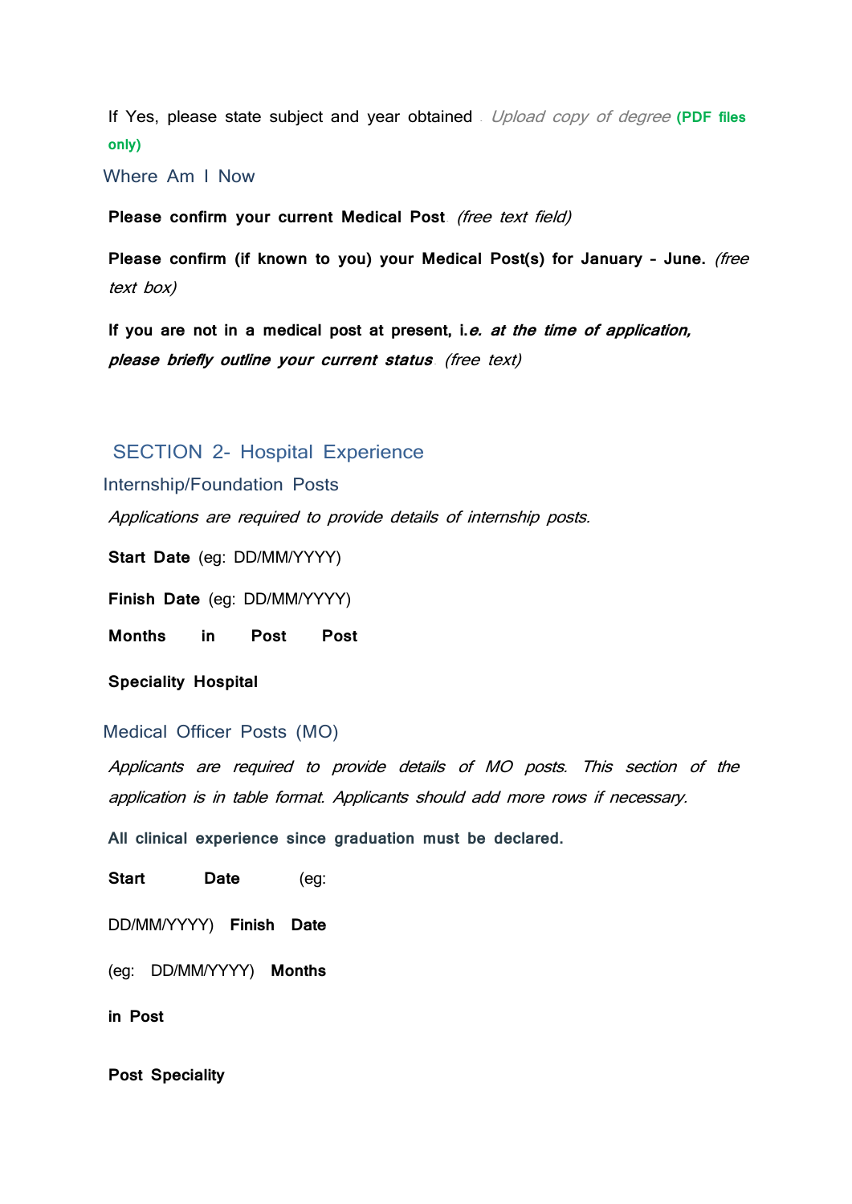If Yes, please state subject and year obtained *Upload copy of degree* **(PDF files only)**

## Where Am I Now

**Please confirm your current Medical Post** *(free text field)*

**Please confirm (if known to you) your Medical Post(s) for January – June.** *(free text box)*

**If you are not in a medical post at present, i.*e. at the time of application, please briefly outline your current status*** *(free text)*

# SECTION 2- Hospital Experience

## Internship/Foundation Posts

*Applications are required to provide details of internship posts.*

**Start Date** (eg: DD/MM/YYYY)

**Finish Date** (eg: DD/MM/YYYY)

**Months in Post Post**

**Speciality Hospital**

## Medical Officer Posts (MO)

*Applicants are required to provide details of MO posts. This section of the application is in table format. Applicants should add more rows if necessary.*

**All clinical experience since graduation must be declared.**

**Start Date** (eg: DD/MM/YYYY) **Finish Date** (eg: DD/MM/YYYY) **Months in Post**

**Post Speciality**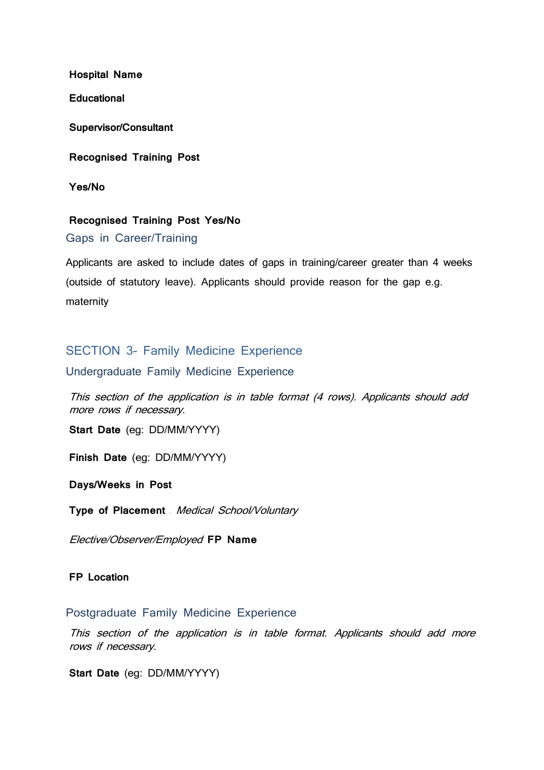**Hospital Name**

**Educational**

**Supervisor/Consultant**

**Recognised Training Post**

**Yes/No**

**Recognised Training Post Yes/No**

## Gaps in Career/Training

Applicants are asked to include dates of gaps in training/career greater than 4 weeks (outside of statutory leave). Applicants should provide reason for the gap e.g. maternity

## SECTION 3- Family Medicine Experience

### Undergraduate Family Medicine Experience

*This section of the application is in table format (4 rows). Applicants should add more rows if necessary.*

**Start Date** (eg: DD/MM/YYYY)

**Finish Date** (eg: DD/MM/YYYY)

**Days/Weeks in Post**

**Type of Placement** *Medical School/Voluntary*

*Elective/Observer/Employed* **FP Name**

**FP Location**

### Postgraduate Family Medicine Experience

*This section of the application is in table format. Applicants should add more rows if necessary.*

**Start Date** (eg: DD/MM/YYYY)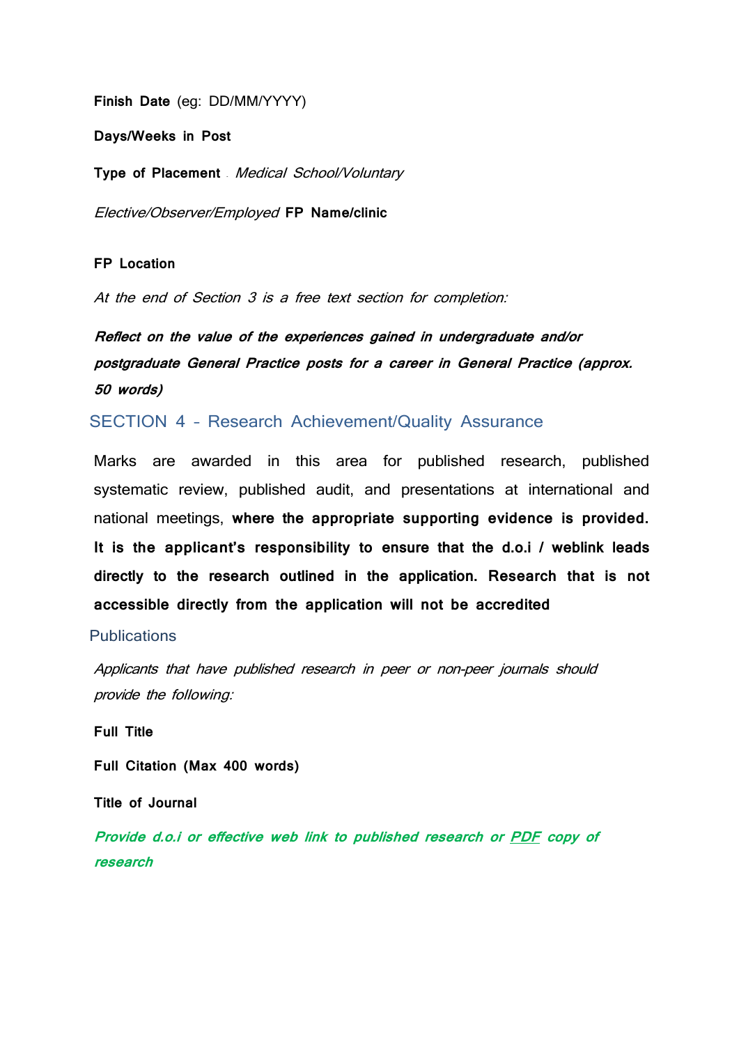**Finish Date** (eg: DD/MM/YYYY)

**Days/Weeks in Post**

**Type of Placement** . *Medical School/Voluntary*

*Elective/Observer/Employed* **FP Name/clinic**

**FP Location**

*At the end of Section 3 is a free text section for completion:*

***Reflect on the value of the experiences gained in undergraduate and/or postgraduate General Practice posts for a career in General Practice (approx. 50 words)***

## SECTION 4 - Research Achievement/Quality Assurance

Marks are awarded in this area for published research, published systematic review, published audit, and presentations at international and national meetings, **where the appropriate supporting evidence is provided. It is the applicant's responsibility to ensure that the d.o.i / weblink leads directly to the research outlined in the application. Research that is not accessible directly from the application will not be accredited**

### Publications

*Applicants that have published research in peer or non-peer journals should provide the following:*

**Full Title**

**Full Citation (Max 400 words)**

**Title of Journal**

***Provide d.o.i or effective web link to published research or PDF copy of research***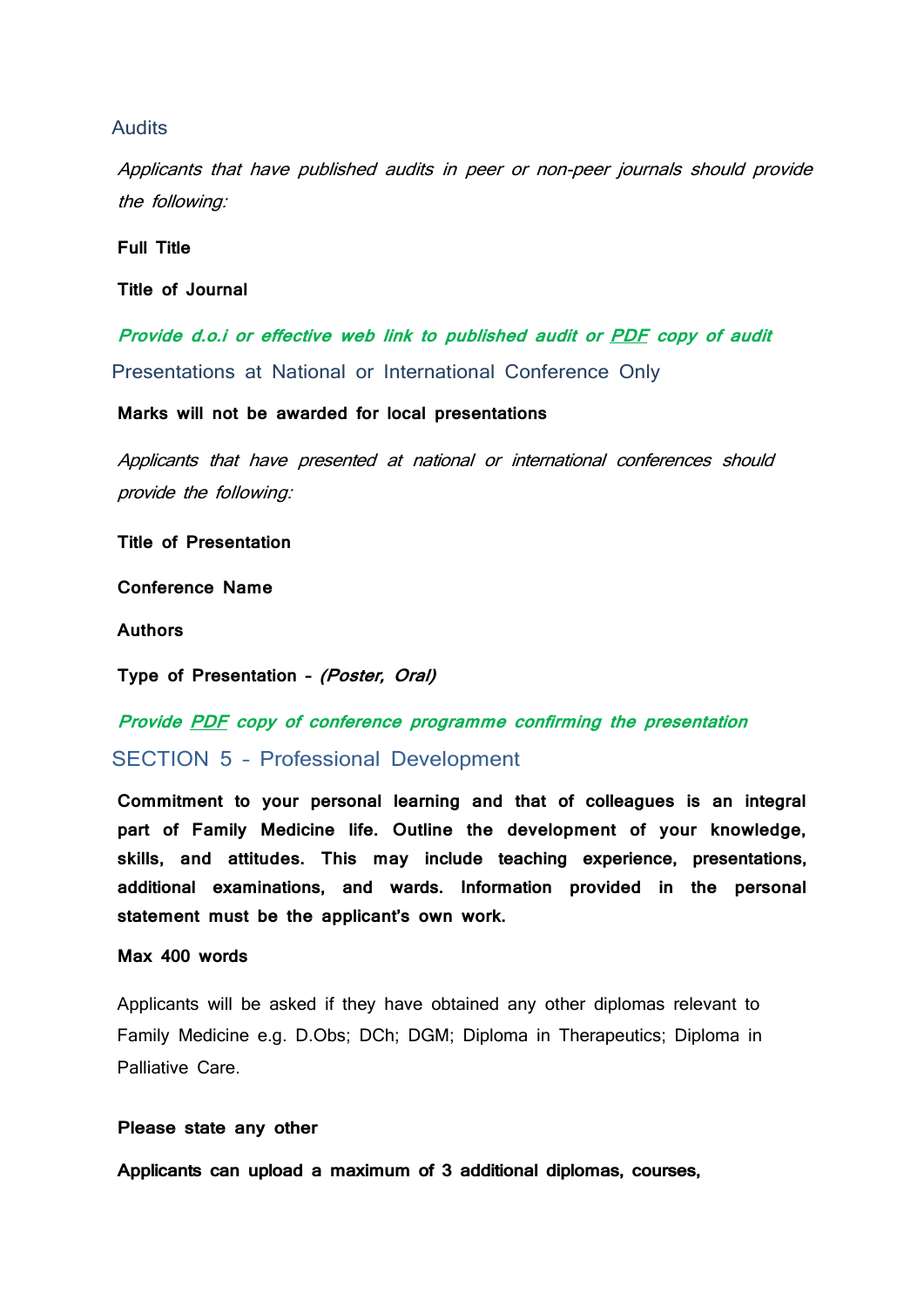### Audits

*Applicants that have published audits in peer or non-peer journals should provide the following:*

**Full Title**

**Title of Journal**

***Provide d.o.i or effective web link to published audit or PDF copy of audit***

### Presentations at National or International Conference Only

**Marks will not be awarded for local presentations**

*Applicants that have presented at national or international conferences should provide the following:*

**Title of Presentation**

**Conference Name**

**Authors**

**Type of Presentation - *(Poster, Oral)***

***Provide PDF copy of conference programme confirming the presentation***

## SECTION 5 – Professional Development

**Commitment to your personal learning and that of colleagues is an integral part of Family Medicine life. Outline the development of your knowledge, skills, and attitudes. This may include teaching experience, presentations, additional examinations, and wards. Information provided in the personal statement must be the applicant's own work.**

**Max 400 words**

Applicants will be asked if they have obtained any other diplomas relevant to Family Medicine e.g. D.Obs; DCh; DGM; Diploma in Therapeutics; Diploma in Palliative Care.

**Please state any other**

**Applicants can upload a maximum of 3 additional diplomas, courses,**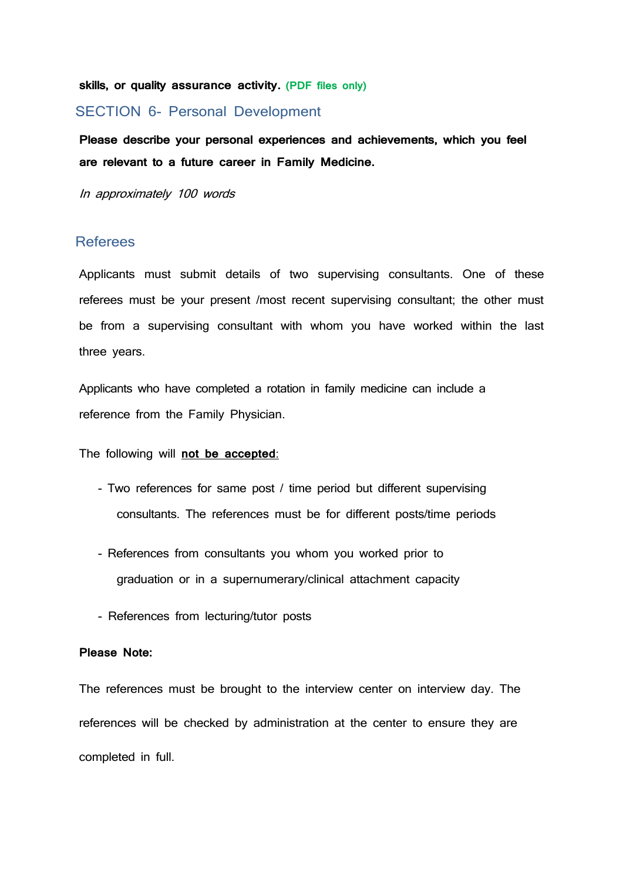**skills, or quality assurance activity. (PDF files only)**

## SECTION 6- Personal Development

**Please describe your personal experiences and achievements, which you feel are relevant to a future career in Family Medicine.**

*In approximately 100 words*

## Referees

Applicants must submit details of two supervising consultants. One of these referees must be your present /most recent supervising consultant; the other must be from a supervising consultant with whom you have worked within the last three years.

Applicants who have completed a rotation in family medicine can include a reference from the Family Physician.

The following will **not be accepted**:

- Two references for same post / time period but different supervising consultants. The references must be for different posts/time periods
- References from consultants you whom you worked prior to graduation or in a supernumerary/clinical attachment capacity
- References from lecturing/tutor posts

**Please Note:**

The references must be brought to the interview center on interview day. The references will be checked by administration at the center to ensure they are completed in full.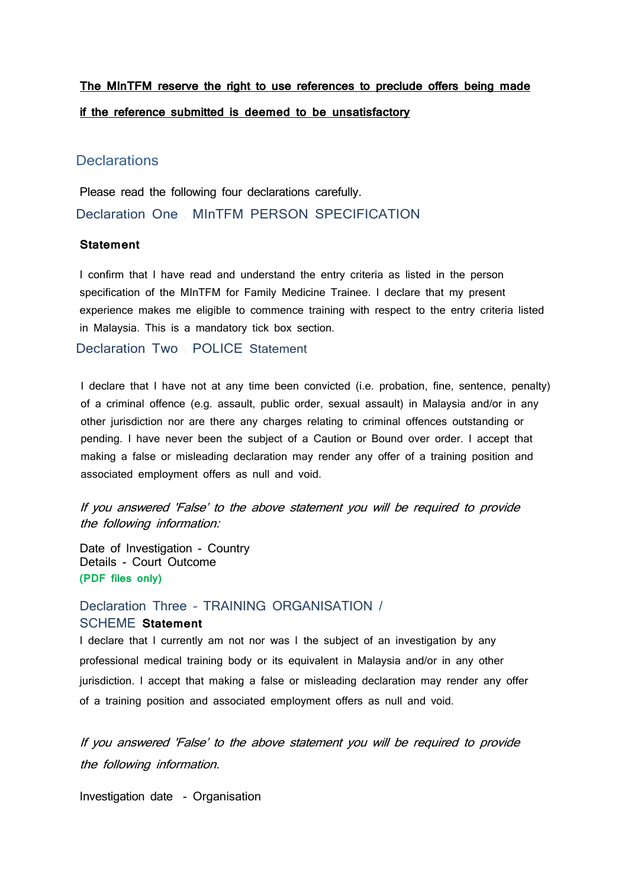**The MInTFM reserve the right to use references to preclude offers being made if the reference submitted is deemed to be unsatisfactory**

## Declarations

Please read the following four declarations carefully.

### Declaration One . MInTFM PERSON SPECIFICATION

**Statement**

I confirm that I have read and understand the entry criteria as listed in the person specification of the MInTFM for Family Medicine Trainee. I declare that my present experience makes me eligible to commence training with respect to the entry criteria listed in Malaysia. This is a mandatory tick box section.

### Declaration Two . POLICE Statement

I declare that I have not at any time been convicted (i.e. probation, fine, sentence, penalty) of a criminal offence (e.g. assault, public order, sexual assault) in Malaysia and/or in any other jurisdiction nor are there any charges relating to criminal offences outstanding or pending. I have never been the subject of a Caution or Bound over order. I accept that making a false or misleading declaration may render any offer of a training position and associated employment offers as null and void.

*If you answered 'False' to the above statement you will be required to provide the following information:*

Date of Investigation - Country
Details - Court Outcome
**(PDF files only)**

### Declaration Three - TRAINING ORGANISATION / SCHEME **Statement**

I declare that I currently am not nor was I the subject of an investigation by any professional medical training body or its equivalent in Malaysia and/or in any other jurisdiction. I accept that making a false or misleading declaration may render any offer of a training position and associated employment offers as null and void.

*If you answered 'False' to the above statement you will be required to provide the following information.*

Investigation date - Organisation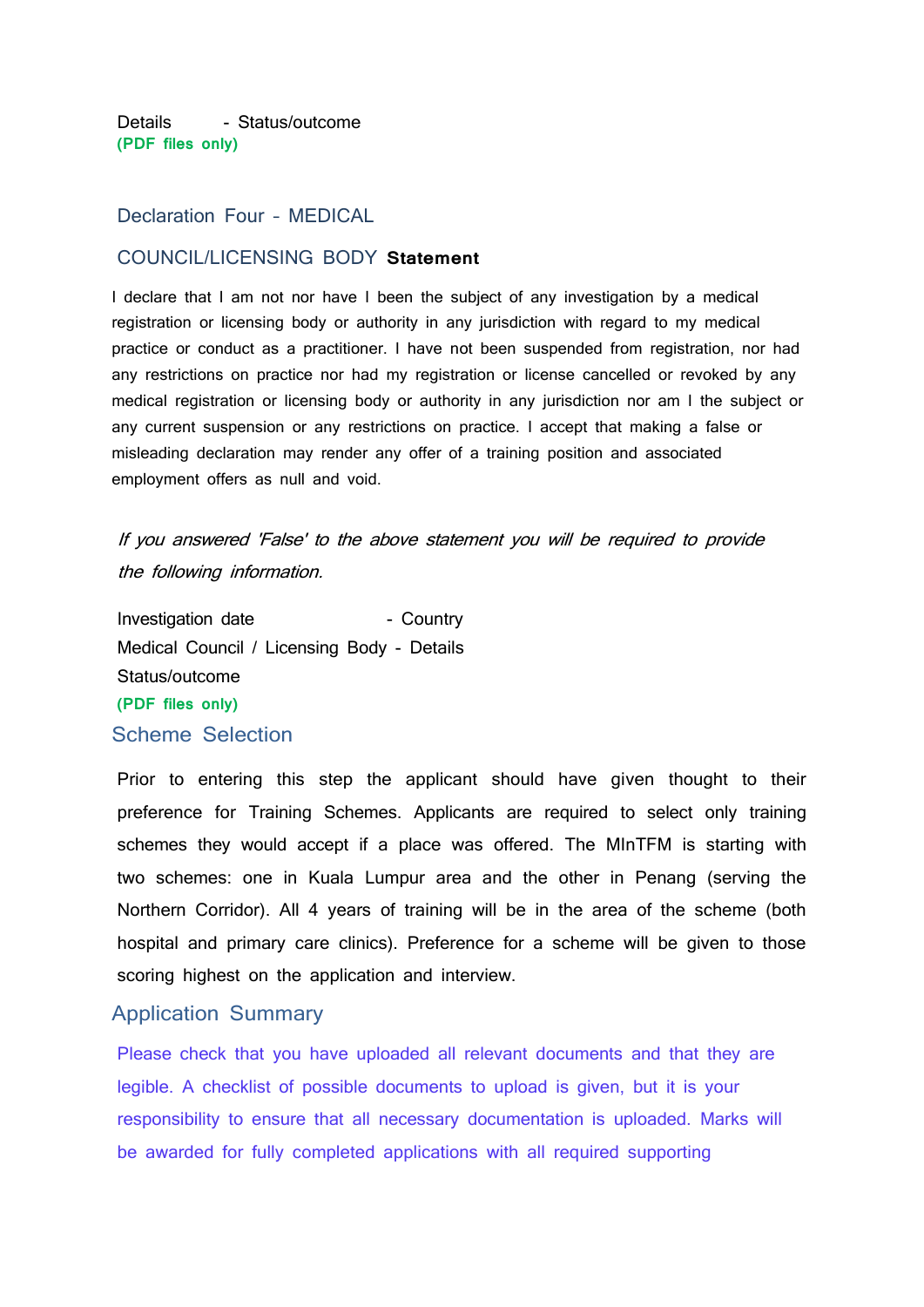Details - Status/outcome
**(PDF files only)**

## Declaration Four - MEDICAL COUNCIL/LICENSING BODY **Statement**

I declare that I am not nor have I been the subject of any investigation by a medical registration or licensing body or authority in any jurisdiction with regard to my medical practice or conduct as a practitioner. I have not been suspended from registration, nor had any restrictions on practice nor had my registration or license cancelled or revoked by any medical registration or licensing body or authority in any jurisdiction nor am I the subject or any current suspension or any restrictions on practice. I accept that making a false or misleading declaration may render any offer of a training position and associated employment offers as null and void.

*If you answered 'False' to the above statement you will be required to provide the following information.*

Investigation date - Country
Medical Council / Licensing Body - Details
Status/outcome
**(PDF files only)**

## Scheme Selection

Prior to entering this step the applicant should have given thought to their preference for Training Schemes. Applicants are required to select only training schemes they would accept if a place was offered. The MInTFM is starting with two schemes: one in Kuala Lumpur area and the other in Penang (serving the Northern Corridor). All 4 years of training will be in the area of the scheme (both hospital and primary care clinics). Preference for a scheme will be given to those scoring highest on the application and interview.

## Application Summary

Please check that you have uploaded all relevant documents and that they are legible. A checklist of possible documents to upload is given, but it is your responsibility to ensure that all necessary documentation is uploaded. Marks will be awarded for fully completed applications with all required supporting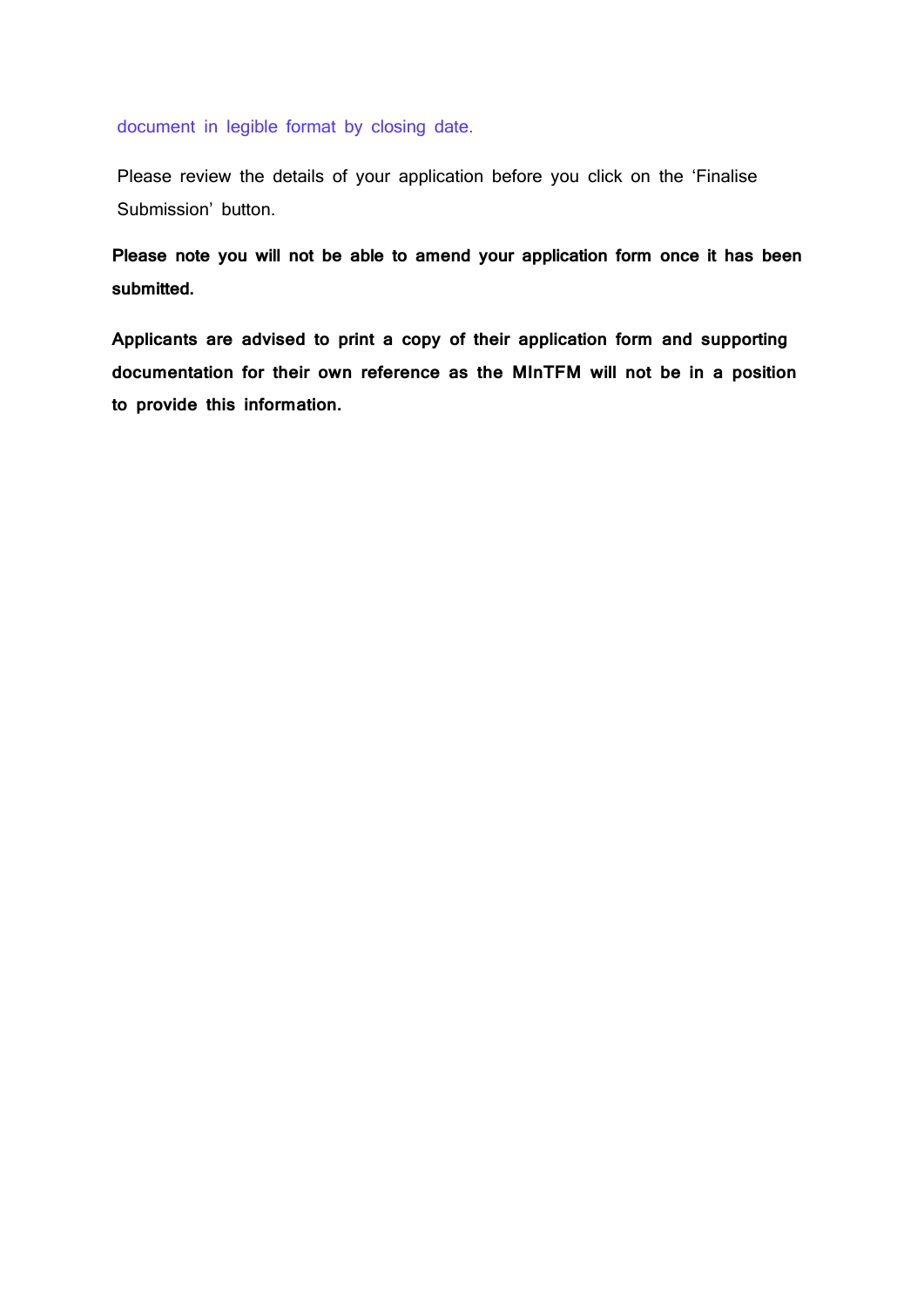document in legible format by closing date.

Please review the details of your application before you click on the 'Finalise Submission' button.

**Please note you will not be able to amend your application form once it has been submitted.**

**Applicants are advised to print a copy of their application form and supporting documentation for their own reference as the MInTFM will not be in a position to provide this information.**